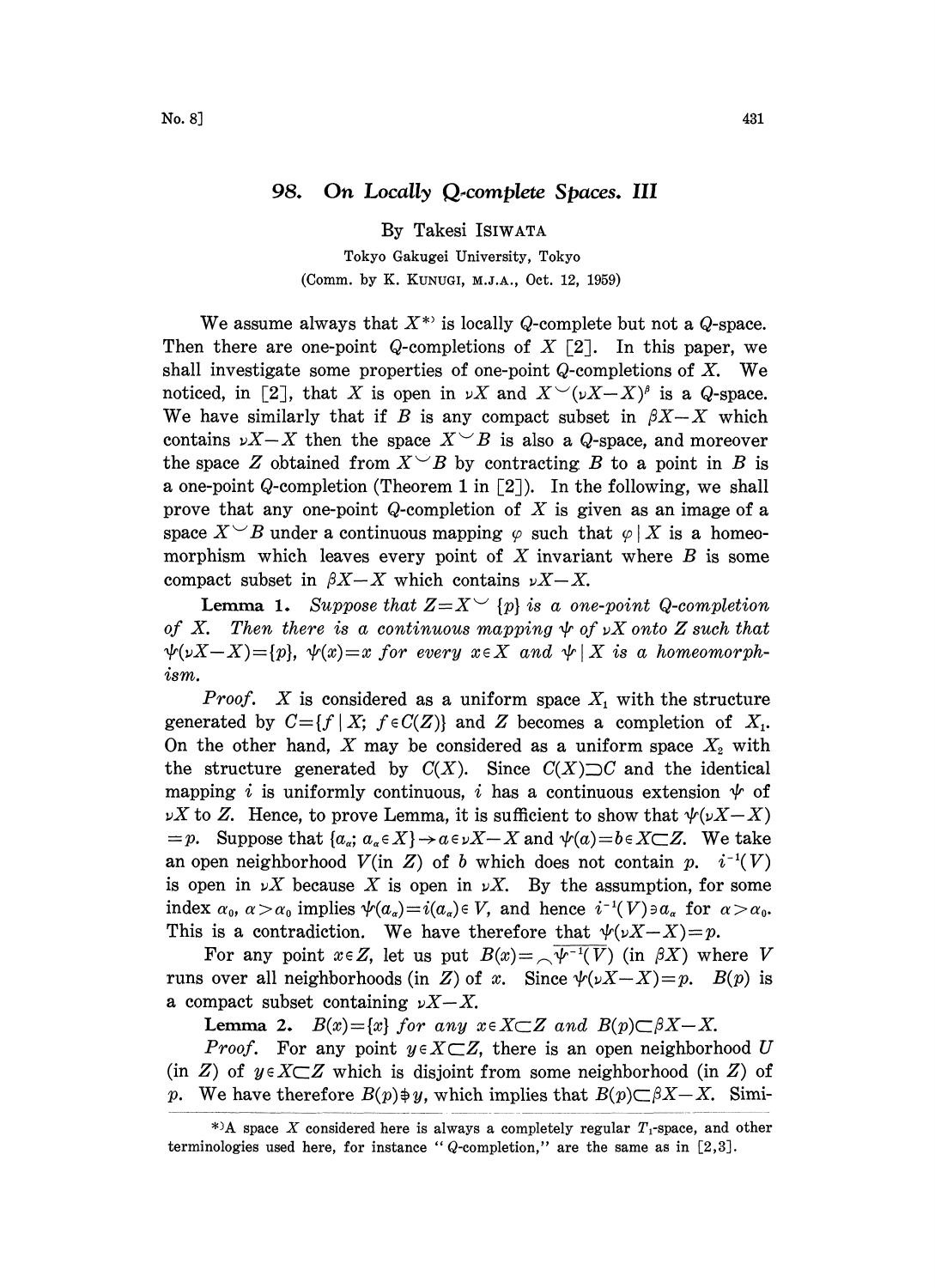# 98. On Locally Q-complete Spaces. III

By Takesi ISIWATA

Tokyo Gakugei University, Tokyo

(Comm. by K. KUNUGI, M.J.A., Oct. 12, 1959)

We assume always that $X$[\*] is locally $Q$-complete but not a $Q$-space. Then there are one-point $Q$-completions of $X$ [2]. In this paper, we shall investigate some properties of one-point $Q$-completions of $X$. We noticed, in [2], that $X$ is open in $\nu X$ and $X \smile (\nu X - X)^{\beta}$ is a $Q$-space. We have similarly that if $B$ is any compact subset in $\beta X - X$ which contains $\nu X - X$ then the space $X \smile B$ is also a $Q$-space, and moreover the space $Z$ obtained from $X \smile B$ by contracting $B$ to a point in $B$ is a one-point $Q$-completion (Theorem 1 in [2]). In the following, we shall prove that any one-point $Q$-completion of $X$ is given as an image of a space $X \smile B$ under a continuous mapping $\varphi$ such that $\varphi | X$ is a homeomorphism which leaves every point of $X$ invariant where $B$ is some compact subset in $\beta X - X$ which contains $\nu X - X$.

**Lemma 1.** *Suppose that $Z = X \smile \{p\}$ is a one-point $Q$-completion of $X$. Then there is a continuous mapping $\psi$ of $\nu X$ onto $Z$ such that $\psi(\nu X - X) = \{p\}$, $\psi(x) = x$ for every $x \in X$ and $\psi | X$ is a homeomorphism.*

*Proof.* $X$ is considered as a uniform space $X_1$ with the structure generated by $C = \{f | X;\ f \in C(Z)\}$ and $Z$ becomes a completion of $X_1$. On the other hand, $X$ may be considered as a uniform space $X_2$ with the structure generated by $C(X)$. Since $C(X) \supset C$ and the identical mapping $i$ is uniformly continuous, $i$ has a continuous extension $\psi$ of $\nu X$ to $Z$. Hence, to prove Lemma, it is sufficient to show that $\psi(\nu X - X) = p$. Suppose that $\{a_\alpha;\ a_\alpha \in X\} \to a \in \nu X - X$ and $\psi(a) = b \in X \subset Z$. We take an open neighborhood $V$ (in $Z$) of $b$ which does not contain $p$. $i^{-1}(V)$ is open in $\nu X$ because $X$ is open in $\nu X$. By the assumption, for some index $\alpha_0$, $\alpha > \alpha_0$ implies $\psi(a_\alpha) = i(a_\alpha) \in V$, and hence $i^{-1}(V) \ni a_\alpha$ for $\alpha > \alpha_0$. This is a contradiction. We have therefore that $\psi(\nu X - X) = p$.

For any point $x \in Z$, let us put $B(x) = \frown \overline{\psi^{-1}(V)}$ (in $\beta X$) where $V$ runs over all neighborhoods (in $Z$) of $x$. Since $\psi(\nu X - X) = p$. $B(p)$ is a compact subset containing $\nu X - X$.

**Lemma 2.** *$B(x) = \{x\}$ for any $x \in X \subset Z$ and $B(p) \subset \beta X - X$.*

*Proof.* For any point $y \in X \subset Z$, there is an open neighborhood $U$ (in $Z$) of $y \in X \subset Z$ which is disjoint from some neighborhood (in $Z$) of $p$. We have therefore $B(p) \not\ni y$, which implies that $B(p) \subset \beta X - X$. Simi-

---

[\*] A space $X$ considered here is always a completely regular $T_1$-space, and other terminologies used here, for instance "$Q$-completion," are the same as in [2,3].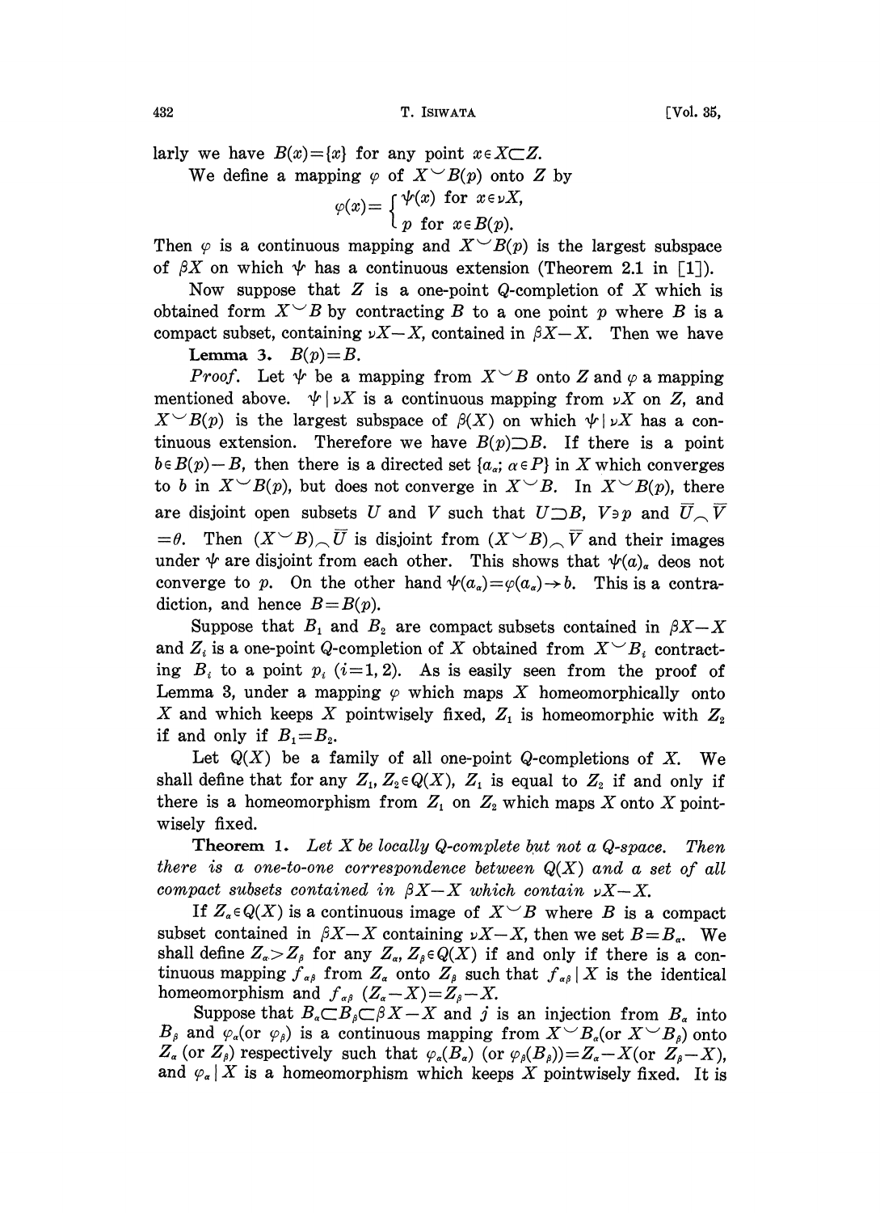larly we have $B(x)=\{x\}$ for any point $x \in X \subset Z$.

We define a mapping $\varphi$ of $X \smile B(p)$ onto $Z$ by

$$\varphi(x)=\begin{cases}\psi(x) & \text{for } x \in \nu X,\\ p & \text{for } x \in B(p).\end{cases}$$

Then $\varphi$ is a continuous mapping and $X \smile B(p)$ is the largest subspace of $\beta X$ on which $\psi$ has a continuous extension (Theorem 2.1 in [1]).

Now suppose that $Z$ is a one-point $Q$-completion of $X$ which is obtained form $X \smile B$ by contracting $B$ to a one point $p$ where $B$ is a compact subset, containing $\nu X - X$, contained in $\beta X - X$. Then we have

**Lemma 3.** $B(p)=B$.

*Proof.* Let $\psi$ be a mapping from $X \smile B$ onto $Z$ and $\varphi$ a mapping mentioned above. $\psi \mid \nu X$ is a continuous mapping from $\nu X$ on $Z$, and $X \smile B(p)$ is the largest subspace of $\beta(X)$ on which $\psi \mid \nu X$ has a continuous extension. Therefore we have $B(p) \supset B$. If there is a point $b \in B(p)-B$, then there is a directed set $\{a_\alpha; \alpha \in P\}$ in $X$ which converges to $b$ in $X \smile B(p)$, but does not converge in $X \smile B$. In $X \smile B(p)$, there are disjoint open subsets $U$ and $V$ such that $U \supset B$, $V \ni p$ and $\overline{U} \frown \overline{V} = \theta$. Then $(X \smile B) \frown \overline{U}$ is disjoint from $(X \smile B) \frown \overline{V}$ and their images under $\psi$ are disjoint from each other. This shows that $\psi(a)_\alpha$ deos not converge to $p$. On the other hand $\psi(a_\alpha)=\varphi(a_\alpha) \rightarrow b$. This is a contradiction, and hence $B=B(p)$.

Suppose that $B_1$ and $B_2$ are compact subsets contained in $\beta X - X$ and $Z_i$ is a one-point $Q$-completion of $X$ obtained from $X \smile B_i$ contracting $B_i$ to a point $p_i$ $(i=1, 2)$. As is easily seen from the proof of Lemma 3, under a mapping $\varphi$ which maps $X$ homeomorphically onto $X$ and which keeps $X$ pointwisely fixed, $Z_1$ is homeomorphic with $Z_2$ if and only if $B_1 = B_2$.

Let $Q(X)$ be a family of all one-point $Q$-completions of $X$. We shall define that for any $Z_1, Z_2 \in Q(X)$, $Z_1$ is equal to $Z_2$ if and only if there is a homeomorphism from $Z_1$ on $Z_2$ which maps $X$ onto $X$ pointwisely fixed.

**Theorem 1.** *Let $X$ be locally $Q$-complete but not a $Q$-space. Then there is a one-to-one correspondence between $Q(X)$ and a set of all compact subsets contained in $\beta X - X$ which contain $\nu X - X$.*

If $Z_\alpha \in Q(X)$ is a continuous image of $X \smile B$ where $B$ is a compact subset contained in $\beta X - X$ containing $\nu X - X$, then we set $B = B_\alpha$. We shall define $Z_\alpha > Z_\beta$ for any $Z_\alpha, Z_\beta \in Q(X)$ if and only if there is a continuous mapping $f_{\alpha\beta}$ from $Z_\alpha$ onto $Z_\beta$ such that $f_{\alpha\beta} \mid X$ is the identical homeomorphism and $f_{\alpha\beta}\ (Z_\alpha - X) = Z_\beta - X$.

Suppose that $B_\alpha \subset B_\beta \subset \beta X - X$ and $j$ is an injection from $B_\alpha$ into $B_\beta$ and $\varphi_\alpha$(or $\varphi_\beta$) is a continuous mapping from $X \smile B_\alpha$(or $X \smile B_\beta$) onto $Z_\alpha$ (or $Z_\beta$) respectively such that $\varphi_\alpha(B_\alpha)$ (or $\varphi_\beta(B_\beta)) = Z_\alpha - X$(or $Z_\beta - X$), and $\varphi_\alpha \mid X$ is a homeomorphism which keeps $X$ pointwisely fixed. It is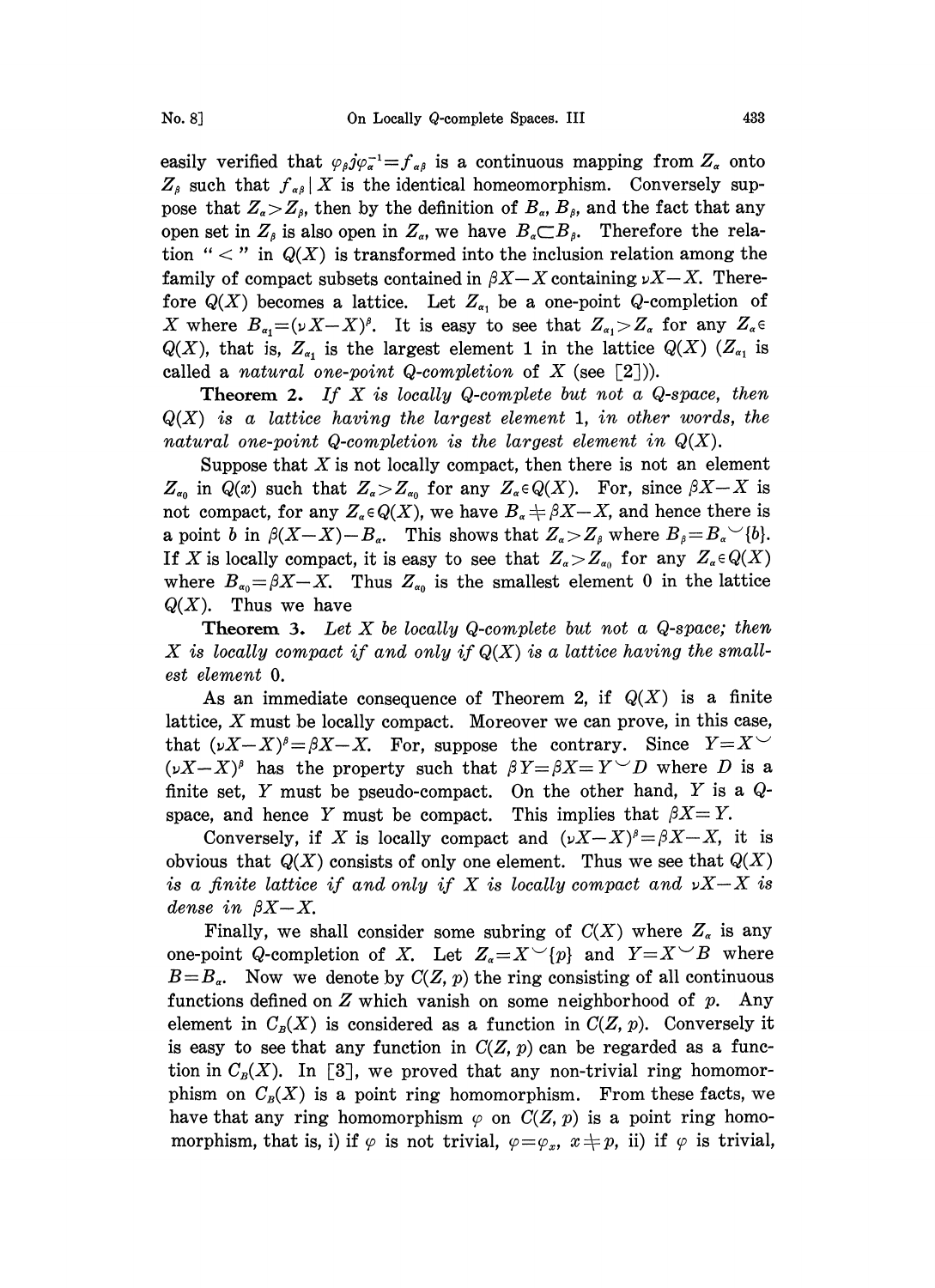easily verified that $\varphi_\beta j \varphi_\alpha^{-1} = f_{\alpha\beta}$ is a continuous mapping from $Z_\alpha$ onto $Z_\beta$ such that $f_{\alpha\beta} | X$ is the identical homeomorphism. Conversely suppose that $Z_\alpha > Z_\beta$, then by the definition of $B_\alpha$, $B_\beta$, and the fact that any open set in $Z_\beta$ is also open in $Z_\alpha$, we have $B_\alpha \subset B_\beta$. Therefore the relation " $<$ " in $Q(X)$ is transformed into the inclusion relation among the family of compact subsets contained in $\beta X - X$ containing $\nu X - X$. Therefore $Q(X)$ becomes a lattice. Let $Z_{\alpha_1}$ be a one-point $Q$-completion of $X$ where $B_{\alpha_1} = (\nu X - X)^\beta$. It is easy to see that $Z_{\alpha_1} > Z_\alpha$ for any $Z_\alpha \in Q(X)$, that is, $Z_{\alpha_1}$ is the largest element 1 in the lattice $Q(X)$ ($Z_{\alpha_1}$ is called a *natural one-point $Q$-completion* of $X$ (see [2])).

**Theorem 2.** *If $X$ is locally $Q$-complete but not a $Q$-space, then $Q(X)$ is a lattice having the largest element* 1, *in other words, the natural one-point $Q$-completion is the largest element in $Q(X)$.*

Suppose that $X$ is not locally compact, then there is not an element $Z_{\alpha_0}$ in $Q(x)$ such that $Z_\alpha > Z_{\alpha_0}$ for any $Z_\alpha \in Q(X)$. For, since $\beta X - X$ is not compact, for any $Z_\alpha \in Q(X)$, we have $B_\alpha \neq \beta X - X$, and hence there is a point $b$ in $\beta(X - X) - B_\alpha$. This shows that $Z_\alpha > Z_\beta$ where $B_\beta = B_\alpha \cup \{b\}$. If $X$ is locally compact, it is easy to see that $Z_\alpha > Z_{\alpha_0}$ for any $Z_\alpha \in Q(X)$ where $B_{\alpha_0} = \beta X - X$. Thus $Z_{\alpha_0}$ is the smallest element 0 in the lattice $Q(X)$. Thus we have

**Theorem 3.** *Let $X$ be locally $Q$-complete but not a $Q$-space; then $X$ is locally compact if and only if $Q(X)$ is a lattice having the smallest element* 0.

As an immediate consequence of Theorem 2, if $Q(X)$ is a finite lattice, $X$ must be locally compact. Moreover we can prove, in this case, that $(\nu X - X)^\beta = \beta X - X$. For, suppose the contrary. Since $Y = X \cup (\nu X - X)^\beta$ has the property such that $\beta Y = \beta X = Y \cup D$ where $D$ is a finite set, $Y$ must be pseudo-compact. On the other hand, $Y$ is a $Q$-space, and hence $Y$ must be compact. This implies that $\beta X = Y$.

Conversely, if $X$ is locally compact and $(\nu X - X)^\beta = \beta X - X$, it is obvious that $Q(X)$ consists of only one element. Thus we see that *$Q(X)$ is a finite lattice if and only if $X$ is locally compact and $\nu X - X$ is dense in $\beta X - X$.*

Finally, we shall consider some subring of $C(X)$ where $Z_\alpha$ is any one-point $Q$-completion of $X$. Let $Z_\alpha = X \cup \{p\}$ and $Y = X \cup B$ where $B = B_\alpha$. Now we denote by $C(Z, p)$ the ring consisting of all continuous functions defined on $Z$ which vanish on some neighborhood of $p$. Any element in $C_B(X)$ is considered as a function in $C(Z, p)$. Conversely it is easy to see that any function in $C(Z, p)$ can be regarded as a function in $C_B(X)$. In [3], we proved that any non-trivial ring homomorphism on $C_B(X)$ is a point ring homomorphism. From these facts, we have that any ring homomorphism $\varphi$ on $C(Z, p)$ is a point ring homomorphism, that is, i) if $\varphi$ is not trivial, $\varphi = \varphi_x$, $x \neq p$, ii) if $\varphi$ is trivial,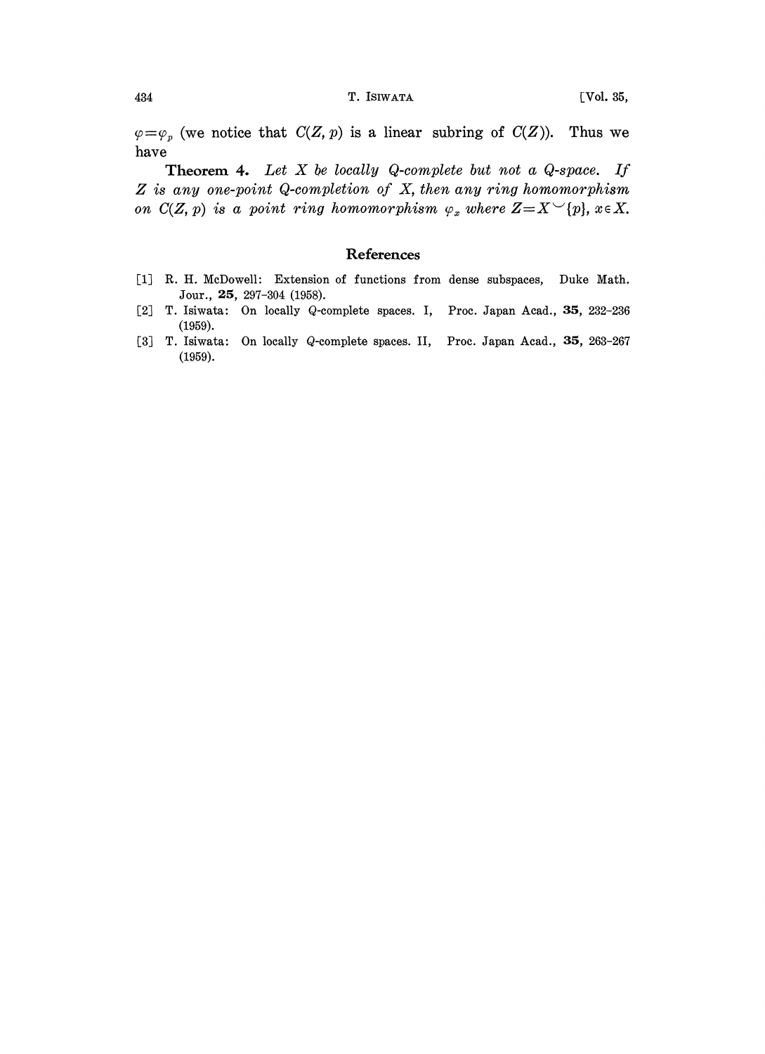$\varphi=\varphi_p$ (we notice that $C(Z, p)$ is a linear subring of $C(Z)$). Thus we have

**Theorem 4.** *Let $X$ be locally $Q$-complete but not a $Q$-space. If $Z$ is any one-point $Q$-completion of $X$, then any ring homomorphism on $C(Z, p)$ is a point ring homomorphism $\varphi_x$ where $Z=X\cup\{p\}$, $x\in X$.*

## References

[1] R. H. McDowell: Extension of functions from dense subspaces, Duke Math. Jour., **25**, 297-304 (1958).

[2] T. Isiwata: On locally $Q$-complete spaces. I, Proc. Japan Acad., **35**, 232-236 (1959).

[3] T. Isiwata: On locally $Q$-complete spaces. II, Proc. Japan Acad., **35**, 263-267 (1959).